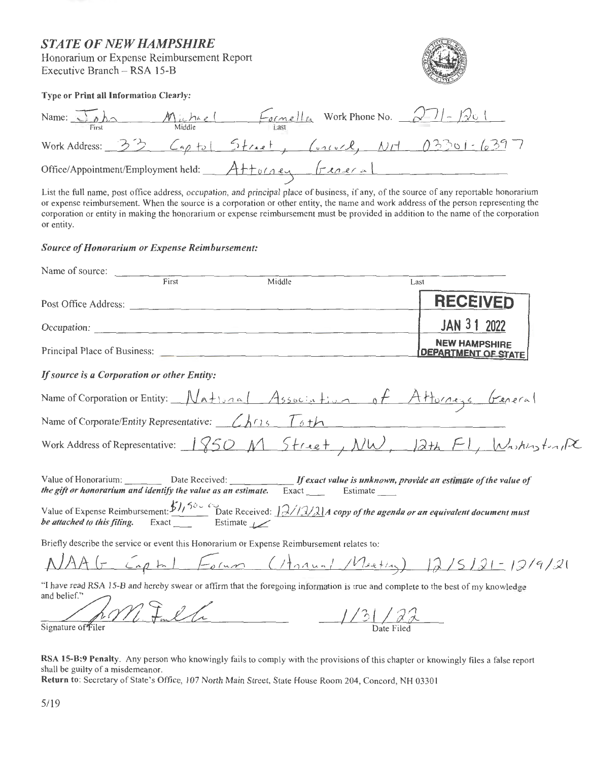# *STATE OF NEW HAMPSHIRE*

Honorarium or Expense Reimbursement Report
Executive Branch – RSA 15-B

**Type or Print all Information Clearly:**

Name: John (First) Michael (Middle) Formella (Last) Work Phone No. 271-1201

Work Address: 33 Capitol Street, Concord, NH 03301-6397

Office/Appointment/Employment held: Attorney General

List the full name, post office address, *occupation*, and *principal* place of business, if any, of the source of any reportable honorarium or expense reimbursement. When the source is a corporation or other entity, the name and work address of the person representing the corporation or entity in making the honorarium or expense reimbursement must be provided in addition to the name of the corporation or entity.

### *Source of Honorarium or Expense Reimbursement:*

Name of source: ______ First ______ Middle ______ Last

Post Office Address: ______

*Occupation*: ______

Principal Place of Business: ______

**RECEIVED**
**JAN 31 2022**
**NEW HAMPSHIRE DEPARTMENT OF STATE**

### *If source is a Corporation or other Entity:*

Name of Corporation or Entity: National Association of Attorneys General

Name of Corporate/Entity Representative: Chris Toth

Work Address of Representative: 1850 M Street, NW, 12th Fl, Washington, DC

Value of Honorarium: ______ Date Received: ______ ***If exact value is unknown, provide an estimate of the value of the gift or honorarium and identify the value as an estimate.*** Exact ___ Estimate ___

Value of Expense Reimbursement: $1,500.00 Date Received: 12/13/21 ***A copy of the agenda or an equivalent document must be attached to this filing.*** Exact ___ Estimate ✓

Briefly describe the service or event this Honorarium or Expense Reimbursement relates to:

NAAG Capital Forum (Annual Meeting) 12/5/21-12/9/21

"I have read RSA 15-B and hereby swear or affirm that the foregoing information is true and complete to the best of my knowledge and belief."

[Signature] Signature of Filer

1/31/22 Date Filed

**RSA 15-B:9 Penalty**. Any person who knowingly fails to comply with the provisions of this chapter or knowingly files a false report shall be guilty of a misdemeanor.

**Return to**: Secretary of State's Office, 107 North Main Street, State House Room 204, Concord, NH 03301

5/19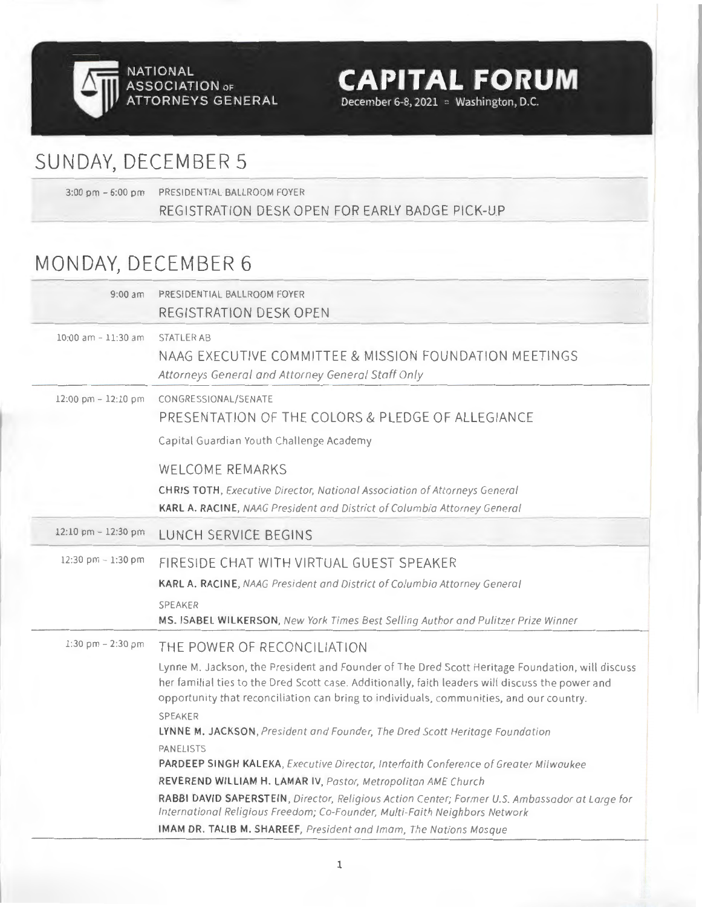NATIONAL ASSOCIATION OF ATTORNEYS GENERAL

# CAPITAL FORUM

December 6-8, 2021 ▫ Washington, D.C.

## SUNDAY, DECEMBER 5

3:00 pm – 6:00 pm PRESIDENTIAL BALLROOM FOYER

REGISTRATION DESK OPEN FOR EARLY BADGE PICK-UP

## MONDAY, DECEMBER 6

9:00 am PRESIDENTIAL BALLROOM FOYER

REGISTRATION DESK OPEN

10:00 am – 11:30 am STATLER AB

NAAG EXECUTIVE COMMITTEE & MISSION FOUNDATION MEETINGS

*Attorneys General and Attorney General Staff Only*

12:00 pm – 12:10 pm CONGRESSIONAL/SENATE

PRESENTATION OF THE COLORS & PLEDGE OF ALLEGIANCE

Capital Guardian Youth Challenge Academy

WELCOME REMARKS

**CHRIS TOTH**, *Executive Director, National Association of Attorneys General*

**KARL A. RACINE**, *NAAG President and District of Columbia Attorney General*

12:10 pm – 12:30 pm LUNCH SERVICE BEGINS

12:30 pm – 1:30 pm FIRESIDE CHAT WITH VIRTUAL GUEST SPEAKER

**KARL A. RACINE**, *NAAG President and District of Columbia Attorney General*

SPEAKER

**MS. ISABEL WILKERSON**, *New York Times Best Selling Author and Pulitzer Prize Winner*

1:30 pm – 2:30 pm THE POWER OF RECONCILIATION

Lynne M. Jackson, the President and Founder of The Dred Scott Heritage Foundation, will discuss her familial ties to the Dred Scott case. Additionally, faith leaders will discuss the power and opportunity that reconciliation can bring to individuals, communities, and our country.

SPEAKER

**LYNNE M. JACKSON**, *President and Founder, The Dred Scott Heritage Foundation*

PANELISTS

**PARDEEP SINGH KALEKA**, *Executive Director, Interfaith Conference of Greater Milwaukee*

**REVEREND WILLIAM H. LAMAR IV**, *Pastor, Metropolitan AME Church*

**RABBI DAVID SAPERSTEIN**, *Director, Religious Action Center; Former U.S. Ambassador at Large for International Religious Freedom; Co-Founder, Multi-Faith Neighbors Network*

**IMAM DR. TALIB M. SHAREEF**, *President and Imam, The Nations Mosque*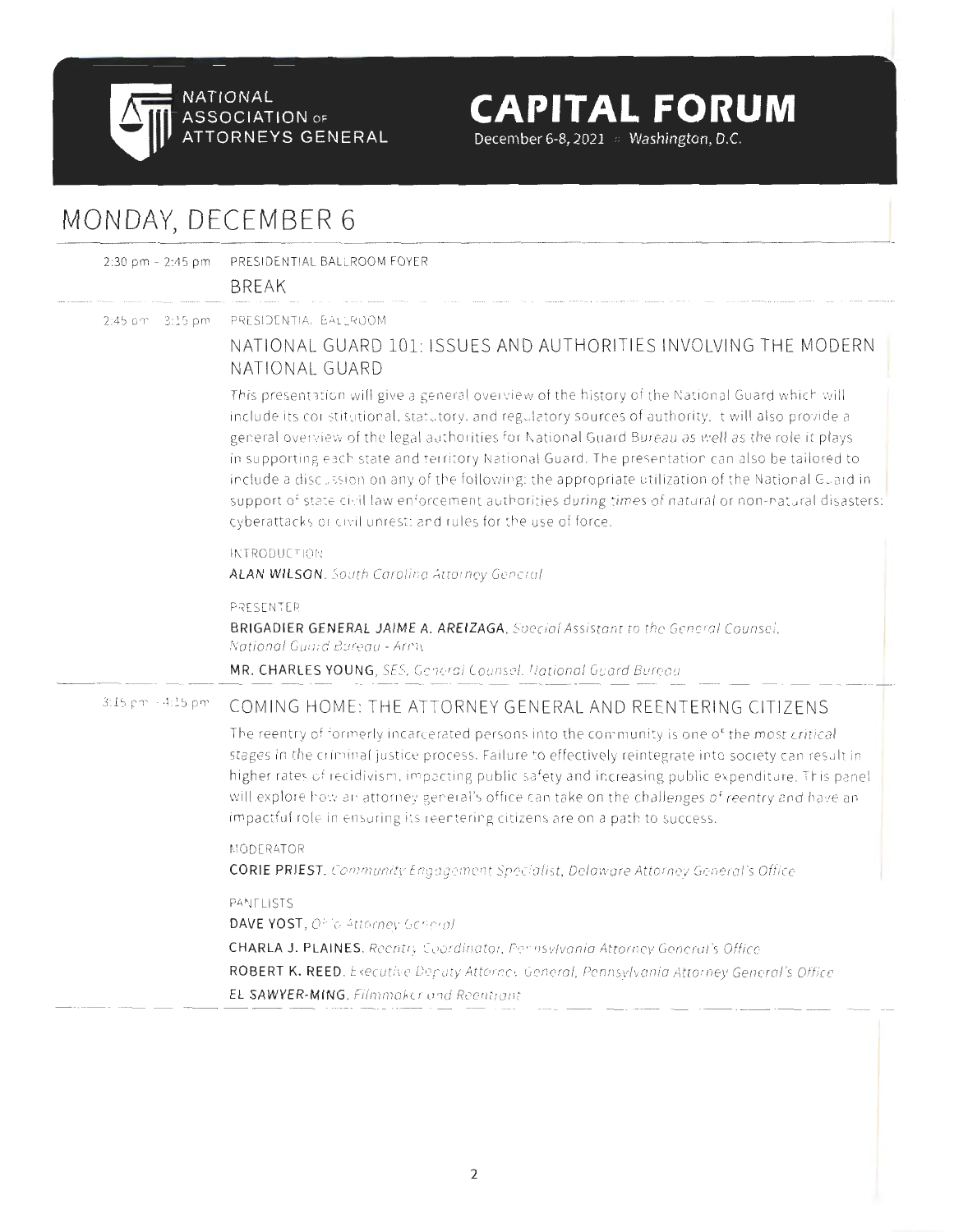NATIONAL ASSOCIATION OF ATTORNEYS GENERAL

**CAPITAL FORUM**
December 6-8, 2021 ▪ Washington, D.C.

# MONDAY, DECEMBER 6

2:30 pm – 2:45 pm PRESIDENTIAL BALLROOM FOYER

## BREAK

2:45 pm – 3:15 pm PRESIDENTIAL BALLROOM

## NATIONAL GUARD 101: ISSUES AND AUTHORITIES INVOLVING THE MODERN NATIONAL GUARD

This presentation will give a general overview of the history of the National Guard which will include its constitutional, statutory, and regulatory sources of authority. It will also provide a general overview of the legal authorities for National Guard Bureau as well as the role it plays in supporting each state and territory National Guard. The presentation can also be tailored to include a discussion on any of the following: the appropriate utilization of the National Guard in support of state civil law enforcement authorities during times of natural or non-natural disasters; cyberattacks or civil unrest; and rules for the use of force.

INTRODUCTION

**ALAN WILSON**, *South Carolina Attorney General*

PRESENTER

**BRIGADIER GENERAL JAIME A. AREIZAGA**, *Special Assistant to the General Counsel, National Guard Bureau - Army*

**MR. CHARLES YOUNG**, *SES, General Counsel, National Guard Bureau*

3:15 pm – 4:15 pm

## COMING HOME: THE ATTORNEY GENERAL AND REENTERING CITIZENS

The reentry of formerly incarcerated persons into the community is one of the most critical stages in the criminal justice process. Failure to effectively reintegrate into society can result in higher rates of recidivism, impacting public safety and increasing public expenditure. This panel will explore how an attorney general's office can take on the challenges of reentry and have an impactful role in ensuring its reentering citizens are on a path to success.

MODERATOR

**CORIE PRIEST**, *Community Engagement Specialist, Delaware Attorney General's Office*

PANELISTS

**DAVE YOST**, *Ohio Attorney General*

**CHARLA J. PLAINES**, *Reentry Coordinator, Pennsylvania Attorney General's Office*

**ROBERT K. REED**, *Executive Deputy Attorney General, Pennsylvania Attorney General's Office*

**EL SAWYER-MING**, *Filmmaker and Reentrant*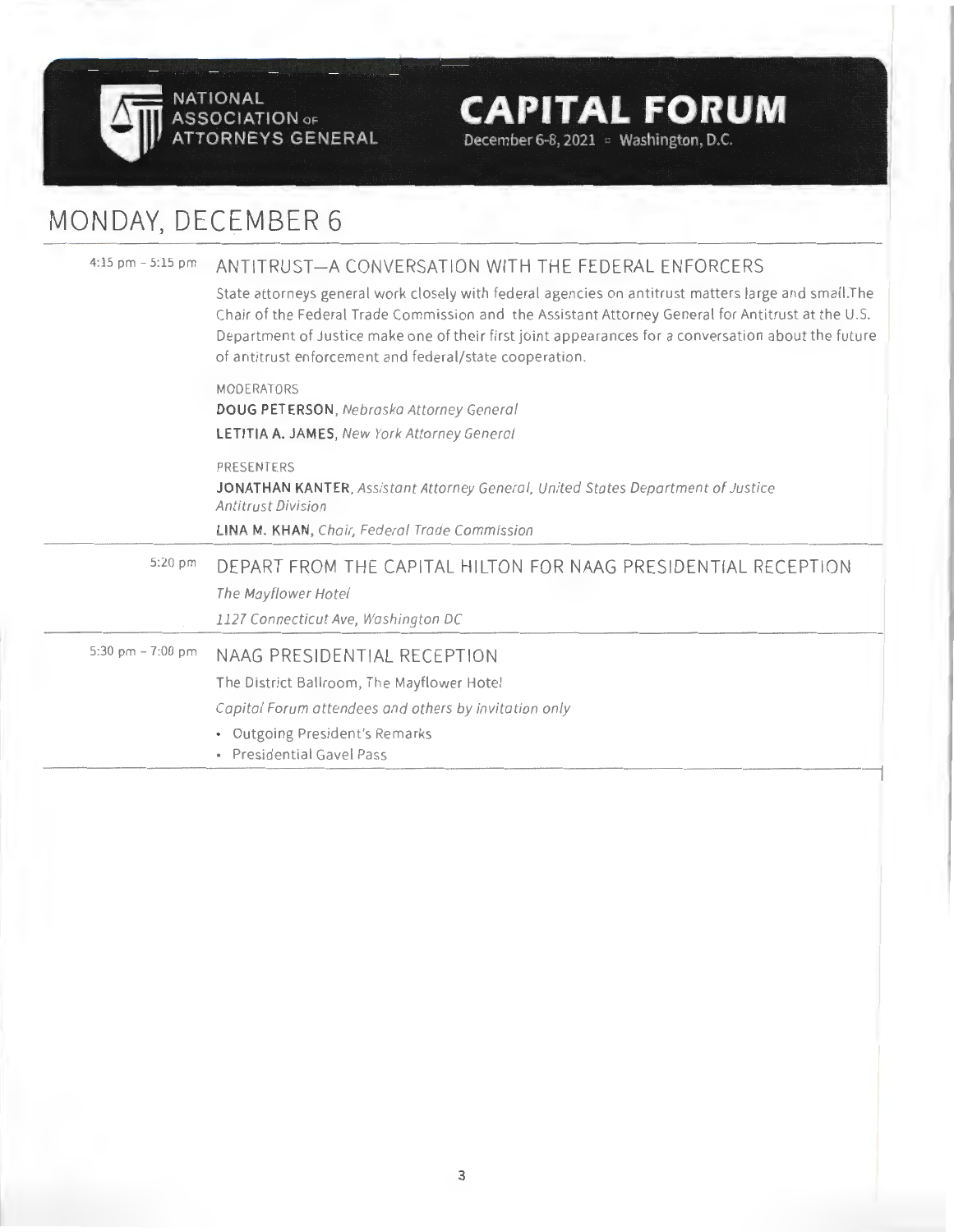# MONDAY, DECEMBER 6

**4:15 pm – 5:15 pm**

## ANTITRUST—A CONVERSATION WITH THE FEDERAL ENFORCERS

State attorneys general work closely with federal agencies on antitrust matters large and small.The Chair of the Federal Trade Commission and the Assistant Attorney General for Antitrust at the U.S. Department of Justice make one of their first joint appearances for a conversation about the future of antitrust enforcement and federal/state cooperation.

MODERATORS

**DOUG PETERSON**, *Nebraska Attorney General*

**LETITIA A. JAMES**, *New York Attorney General*

PRESENTERS

**JONATHAN KANTER**, *Assistant Attorney General, United States Department of Justice Antitrust Division*

**LINA M. KHAN**, *Chair, Federal Trade Commission*

---

**5:20 pm**

## DEPART FROM THE CAPITAL HILTON FOR NAAG PRESIDENTIAL RECEPTION

*The Mayflower Hotel*

*1127 Connecticut Ave, Washington DC*

---

**5:30 pm – 7:00 pm**

## NAAG PRESIDENTIAL RECEPTION

The District Ballroom, The Mayflower Hotel

*Capital Forum attendees and others by invitation only*

- Outgoing President's Remarks
- Presidential Gavel Pass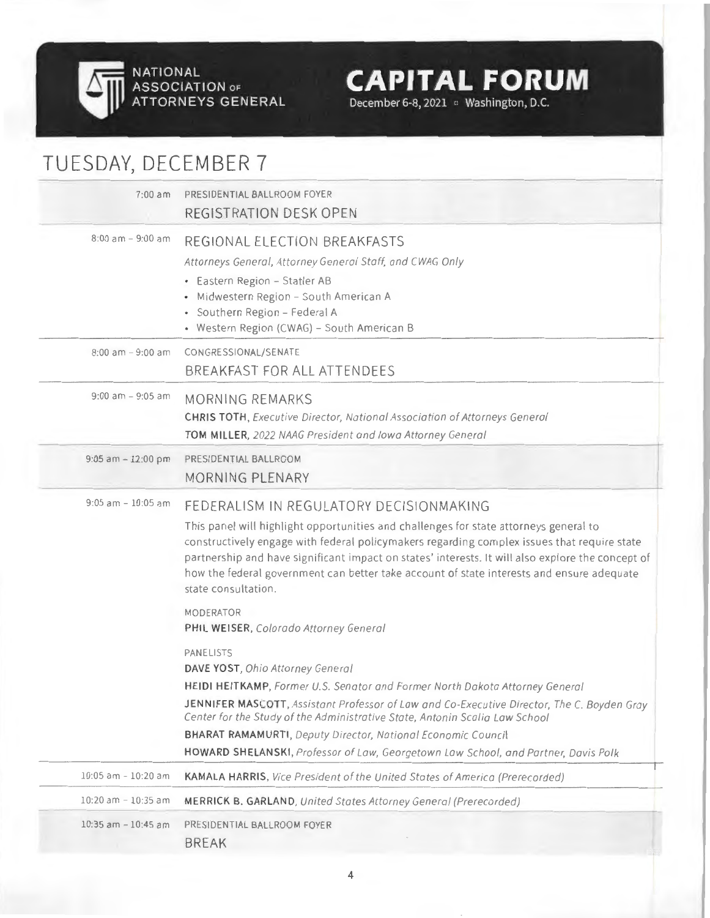NATIONAL ASSOCIATION OF ATTORNEYS GENERAL

**CAPITAL FORUM**
December 6-8, 2021 ▫ Washington, D.C.

# TUESDAY, DECEMBER 7

**7:00 am**
PRESIDENTIAL BALLROOM FOYER
## REGISTRATION DESK OPEN

**8:00 am – 9:00 am**
## REGIONAL ELECTION BREAKFASTS
*Attorneys General, Attorney General Staff, and CWAG Only*

- Eastern Region – Statler AB
- Midwestern Region – South American A
- Southern Region – Federal A
- Western Region (CWAG) – South American B

**8:00 am – 9:00 am**
CONGRESSIONAL/SENATE
## BREAKFAST FOR ALL ATTENDEES

**9:00 am – 9:05 am**
## MORNING REMARKS
**CHRIS TOTH**, *Executive Director, National Association of Attorneys General*
**TOM MILLER**, *2022 NAAG President and Iowa Attorney General*

**9:05 am – 12:00 pm**
PRESIDENTIAL BALLROOM
## MORNING PLENARY

**9:05 am – 10:05 am**
## FEDERALISM IN REGULATORY DECISIONMAKING
This panel will highlight opportunities and challenges for state attorneys general to constructively engage with federal policymakers regarding complex issues that require state partnership and have significant impact on states' interests. It will also explore the concept of how the federal government can better take account of state interests and ensure adequate state consultation.

MODERATOR
**PHIL WEISER**, *Colorado Attorney General*

PANELISTS
**DAVE YOST**, *Ohio Attorney General*
**HEIDI HEITKAMP**, *Former U.S. Senator and Former North Dakota Attorney General*
**JENNIFER MASCOTT**, *Assistant Professor of Law and Co-Executive Director, The C. Boyden Gray Center for the Study of the Administrative State, Antonin Scalia Law School*
**BHARAT RAMAMURTI**, *Deputy Director, National Economic Council*
**HOWARD SHELANSKI**, *Professor of Law, Georgetown Law School, and Partner, Davis Polk*

**10:05 am – 10:20 am**
**KAMALA HARRIS**, *Vice President of the United States of America (Prerecorded)*

**10:20 am – 10:35 am**
**MERRICK B. GARLAND**, *United States Attorney General (Prerecorded)*

**10:35 am – 10:45 am**
PRESIDENTIAL BALLROOM FOYER
## BREAK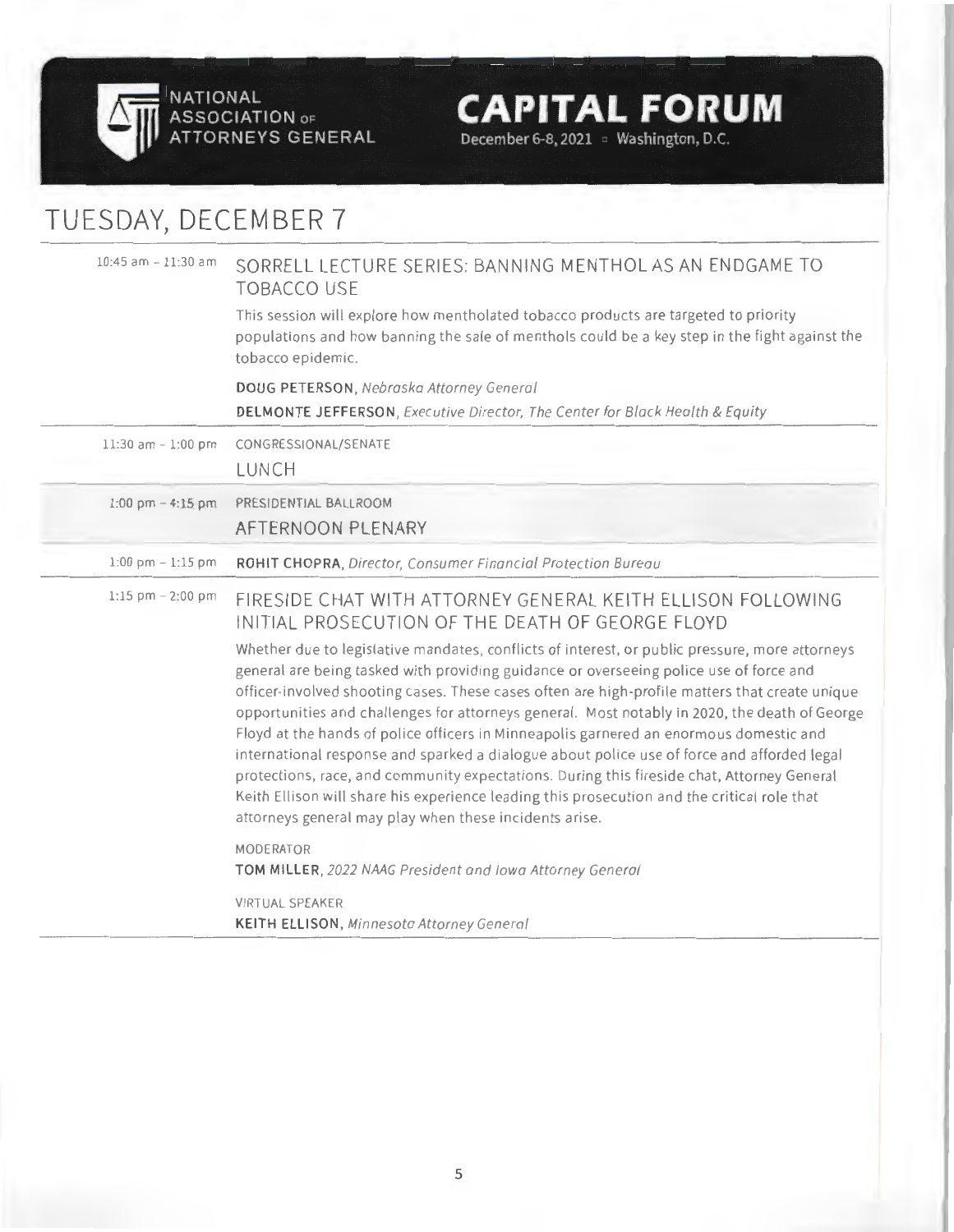# TUESDAY, DECEMBER 7

10:45 am – 11:30 am

## SORRELL LECTURE SERIES: BANNING MENTHOL AS AN ENDGAME TO TOBACCO USE

This session will explore how mentholated tobacco products are targeted to priority populations and how banning the sale of menthols could be a key step in the fight against the tobacco epidemic.

**DOUG PETERSON**, *Nebraska Attorney General*

**DELMONTE JEFFERSON**, *Executive Director, The Center for Black Health & Equity*

---

11:30 am – 1:00 pm

CONGRESSIONAL/SENATE

## LUNCH

---

1:00 pm – 4:15 pm

PRESIDENTIAL BALLROOM

## AFTERNOON PLENARY

---

1:00 pm – 1:15 pm

**ROHIT CHOPRA**, *Director, Consumer Financial Protection Bureau*

---

1:15 pm – 2:00 pm

## FIRESIDE CHAT WITH ATTORNEY GENERAL KEITH ELLISON FOLLOWING INITIAL PROSECUTION OF THE DEATH OF GEORGE FLOYD

Whether due to legislative mandates, conflicts of interest, or public pressure, more attorneys general are being tasked with providing guidance or overseeing police use of force and officer-involved shooting cases. These cases often are high-profile matters that create unique opportunities and challenges for attorneys general. Most notably in 2020, the death of George Floyd at the hands of police officers in Minneapolis garnered an enormous domestic and international response and sparked a dialogue about police use of force and afforded legal protections, race, and community expectations. During this fireside chat, Attorney General Keith Ellison will share his experience leading this prosecution and the critical role that attorneys general may play when these incidents arise.

MODERATOR

**TOM MILLER**, *2022 NAAG President and Iowa Attorney General*

VIRTUAL SPEAKER

**KEITH ELLISON**, *Minnesota Attorney General*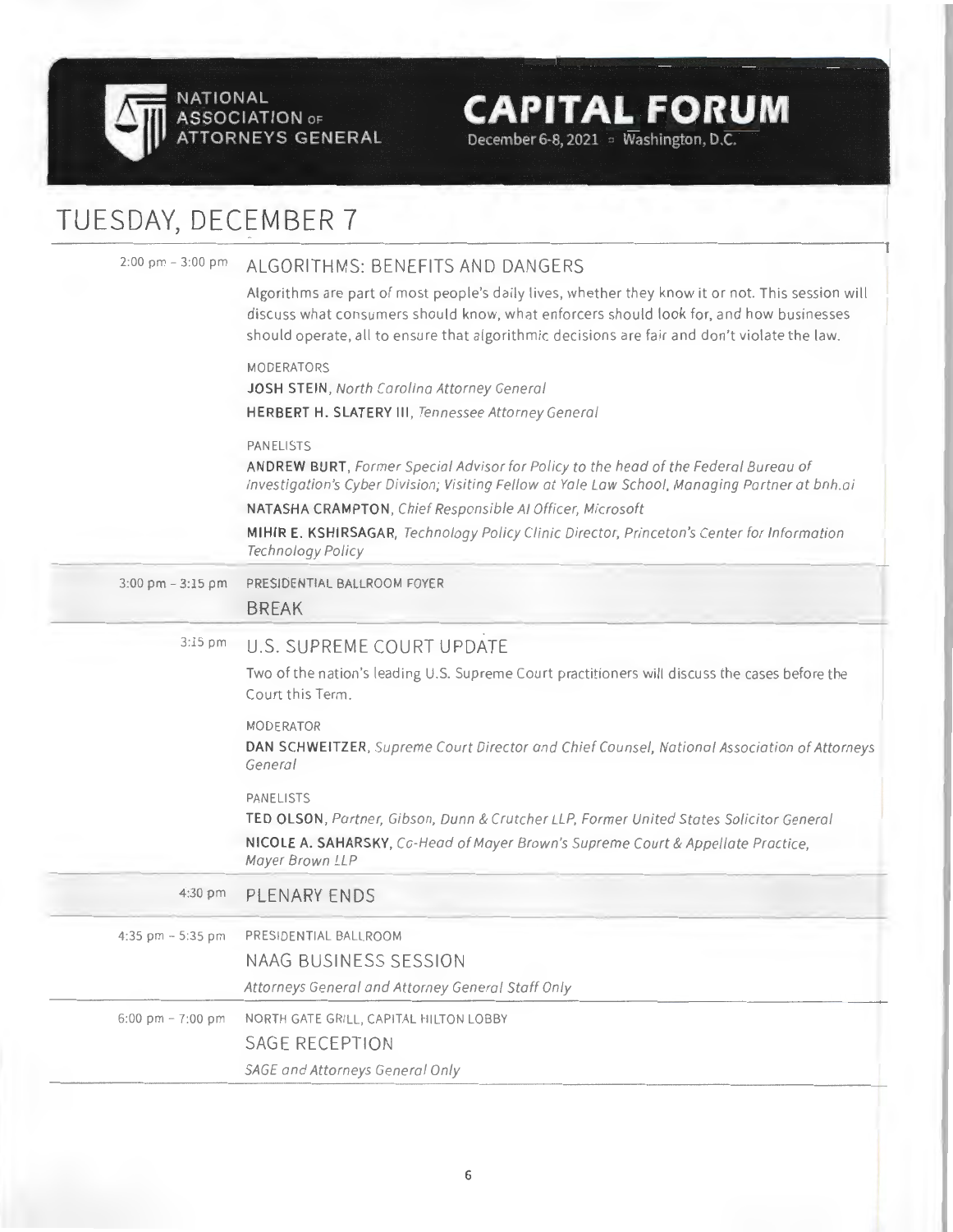# TUESDAY, DECEMBER 7

**2:00 pm – 3:00 pm**

## ALGORITHMS: BENEFITS AND DANGERS

Algorithms are part of most people's daily lives, whether they know it or not. This session will discuss what consumers should know, what enforcers should look for, and how businesses should operate, all to ensure that algorithmic decisions are fair and don't violate the law.

MODERATORS

**JOSH STEIN**, *North Carolina Attorney General*

**HERBERT H. SLATERY III**, *Tennessee Attorney General*

PANELISTS

**ANDREW BURT**, *Former Special Advisor for Policy to the head of the Federal Bureau of Investigation's Cyber Division; Visiting Fellow at Yale Law School, Managing Partner at bnh.ai*

**NATASHA CRAMPTON**, *Chief Responsible AI Officer, Microsoft*

**MIHIR E. KSHIRSAGAR**, *Technology Policy Clinic Director, Princeton's Center for Information Technology Policy*

**3:00 pm – 3:15 pm**

PRESIDENTIAL BALLROOM FOYER

## BREAK

**3:15 pm**

## U.S. SUPREME COURT UPDATE

Two of the nation's leading U.S. Supreme Court practitioners will discuss the cases before the Court this Term.

MODERATOR

**DAN SCHWEITZER**, *Supreme Court Director and Chief Counsel, National Association of Attorneys General*

PANELISTS

**TED OLSON**, *Partner, Gibson, Dunn & Crutcher LLP, Former United States Solicitor General*

**NICOLE A. SAHARSKY**, *Co-Head of Mayer Brown's Supreme Court & Appellate Practice, Mayer Brown LLP*

**4:30 pm**

## PLENARY ENDS

**4:35 pm – 5:35 pm**

PRESIDENTIAL BALLROOM

## NAAG BUSINESS SESSION

*Attorneys General and Attorney General Staff Only*

**6:00 pm – 7:00 pm**

NORTH GATE GRILL, CAPITAL HILTON LOBBY

## SAGE RECEPTION

*SAGE and Attorneys General Only*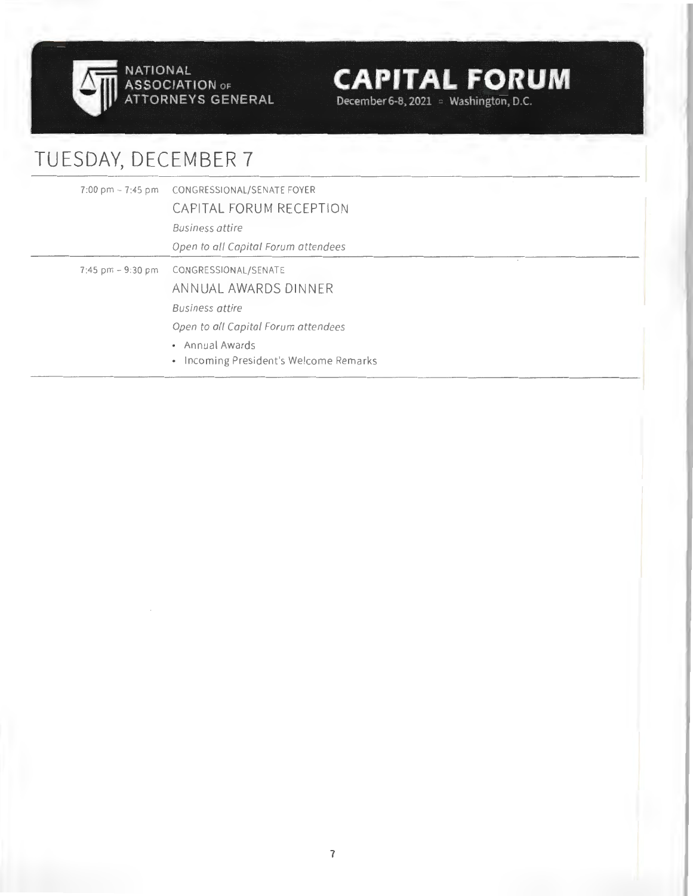NATIONAL ASSOCIATION OF ATTORNEYS GENERAL

**CAPITAL FORUM**
December 6-8, 2021 ▫ Washington, D.C.

# TUESDAY, DECEMBER 7

| | |
|---|---|
| 7:00 pm – 7:45 pm | CONGRESSIONAL/SENATE FOYER<br>CAPITAL FORUM RECEPTION<br>*Business attire*<br>*Open to all Capital Forum attendees* |
| 7:45 pm – 9:30 pm | CONGRESSIONAL/SENATE<br>ANNUAL AWARDS DINNER<br>*Business attire*<br>*Open to all Capital Forum attendees*<br>• Annual Awards<br>• Incoming President's Welcome Remarks |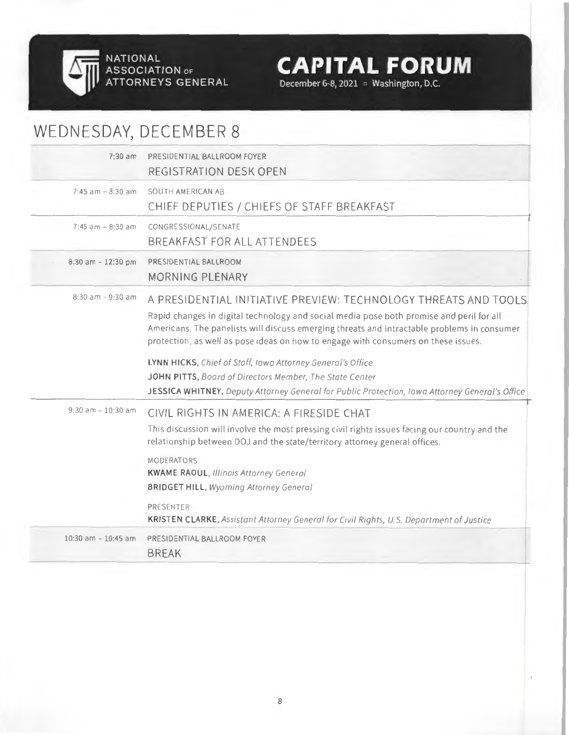# WEDNESDAY, DECEMBER 8

| Time | Event |
| --- | --- |
| 7:30 am | PRESIDENTIAL BALLROOM FOYER<br>REGISTRATION DESK OPEN |
| 7:45 am – 8:30 am | SOUTH AMERICAN AB<br>CHIEF DEPUTIES / CHIEFS OF STAFF BREAKFAST |
| 7:45 am – 8:30 am | CONGRESSIONAL/SENATE<br>BREAKFAST FOR ALL ATTENDEES |
| 8:30 am – 12:30 pm | PRESIDENTIAL BALLROOM<br>MORNING PLENARY |
| 8:30 am – 9:30 am | A PRESIDENTIAL INITIATIVE PREVIEW: TECHNOLOGY THREATS AND TOOLS<br>Rapid changes in digital technology and social media pose both promise and peril for all Americans. The panelists will discuss emerging threats and intractable problems in consumer protection, as well as pose ideas on how to engage with consumers on these issues.<br>**LYNN HICKS**, *Chief of Staff, Iowa Attorney General's Office*<br>**JOHN PITTS**, *Board of Directors Member, The State Center*<br>**JESSICA WHITNEY**, *Deputy Attorney General for Public Protection, Iowa Attorney General's Office* |
| 9:30 am – 10:30 am | CIVIL RIGHTS IN AMERICA: A FIRESIDE CHAT<br>This discussion will involve the most pressing civil rights issues facing our country and the relationship between DOJ and the state/territory attorney general offices.<br>MODERATORS<br>**KWAME RAOUL**, *Illinois Attorney General*<br>**BRIDGET HILL**, *Wyoming Attorney General*<br>PRESENTER<br>**KRISTEN CLARKE**, *Assistant Attorney General for Civil Rights, U.S. Department of Justice* |
| 10:30 am – 10:45 am | PRESIDENTIAL BALLROOM FOYER<br>BREAK |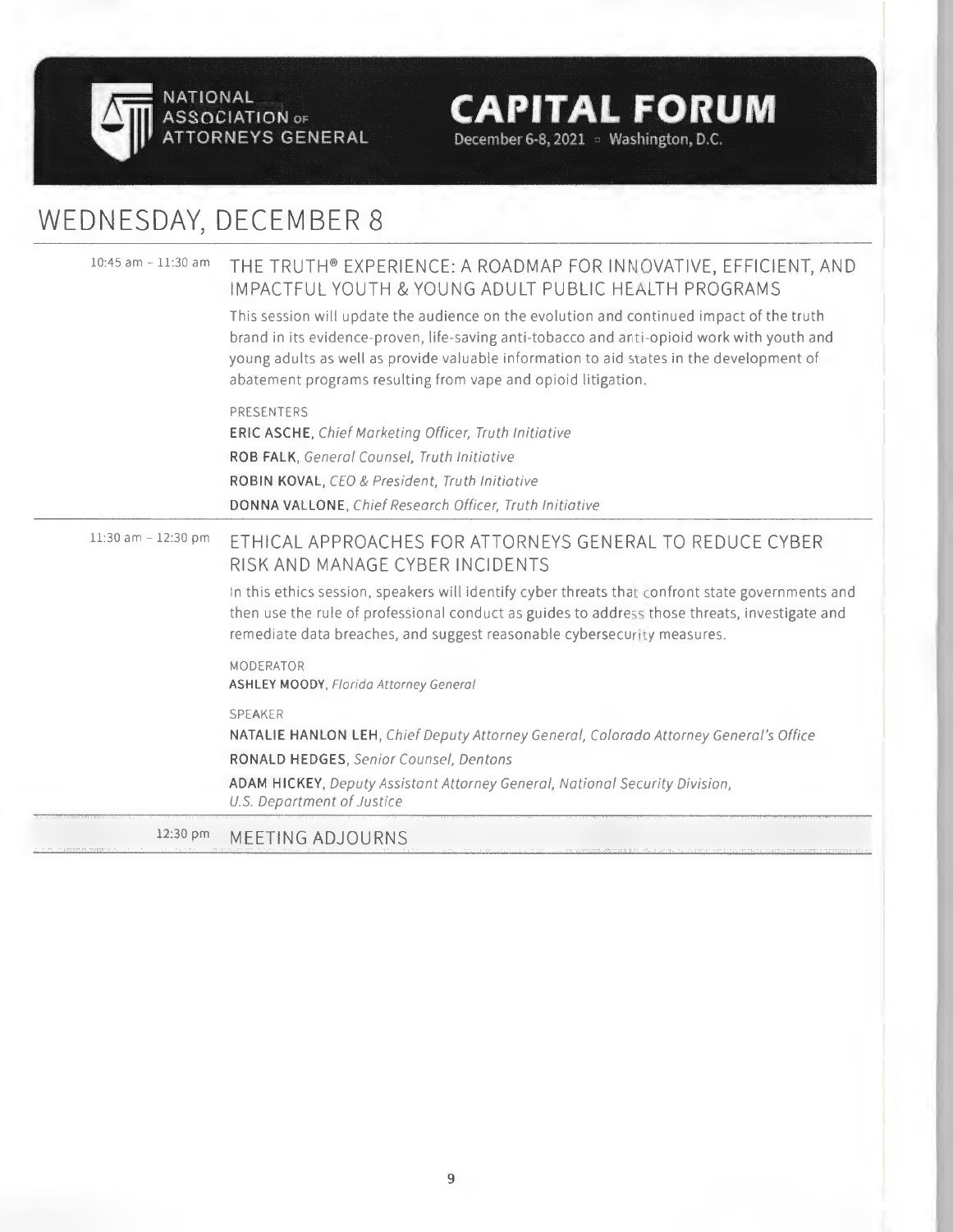# WEDNESDAY, DECEMBER 8

10:45 am – 11:30 am

## THE TRUTH® EXPERIENCE: A ROADMAP FOR INNOVATIVE, EFFICIENT, AND IMPACTFUL YOUTH & YOUNG ADULT PUBLIC HEALTH PROGRAMS

This session will update the audience on the evolution and continued impact of the truth brand in its evidence-proven, life-saving anti-tobacco and anti-opioid work with youth and young adults as well as provide valuable information to aid states in the development of abatement programs resulting from vape and opioid litigation.

PRESENTERS

**ERIC ASCHE**, *Chief Marketing Officer, Truth Initiative*

**ROB FALK**, *General Counsel, Truth Initiative*

**ROBIN KOVAL**, *CEO & President, Truth Initiative*

**DONNA VALLONE**, *Chief Research Officer, Truth Initiative*

11:30 am – 12:30 pm

## ETHICAL APPROACHES FOR ATTORNEYS GENERAL TO REDUCE CYBER RISK AND MANAGE CYBER INCIDENTS

In this ethics session, speakers will identify cyber threats that confront state governments and then use the rule of professional conduct as guides to address those threats, investigate and remediate data breaches, and suggest reasonable cybersecurity measures.

MODERATOR

**ASHLEY MOODY**, *Florida Attorney General*

SPEAKER

**NATALIE HANLON LEH**, *Chief Deputy Attorney General, Colorado Attorney General's Office*

**RONALD HEDGES**, *Senior Counsel, Dentons*

**ADAM HICKEY**, *Deputy Assistant Attorney General, National Security Division, U.S. Department of Justice*

12:30 pm

## MEETING ADJOURNS